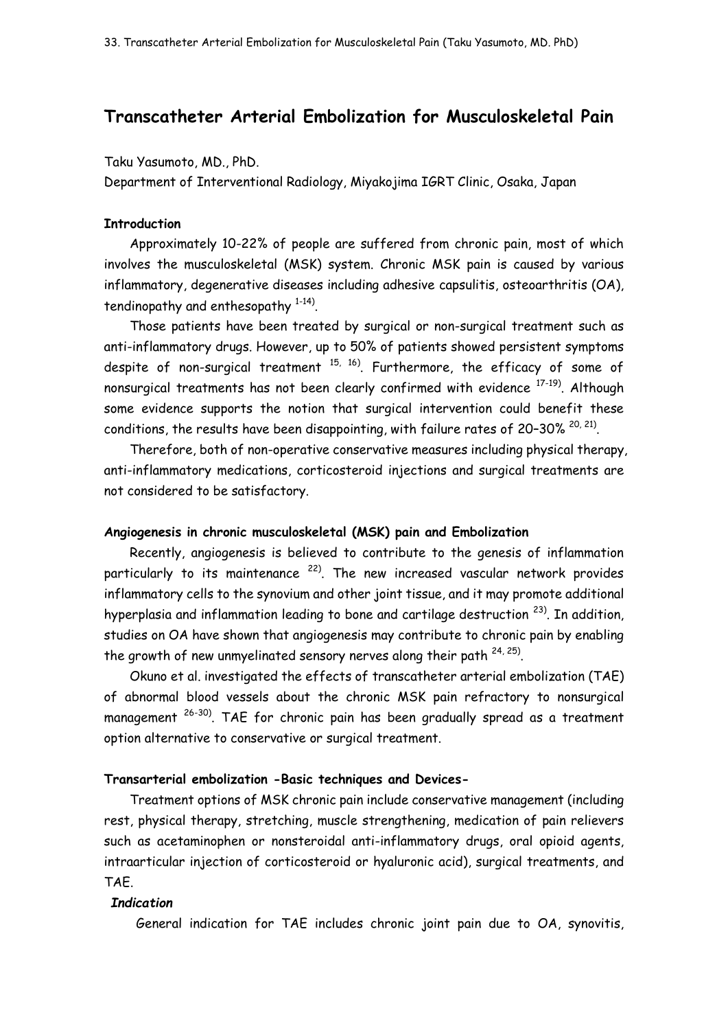# Transcatheter Arterial Embolization for Musculoskeletal Pain

Taku Yasumoto, MD., PhD.

Department of Interventional Radiology, Miyakojima IGRT Clinic, Osaka, Japan

### Introduction

Approximately 10-22% of people are suffered from chronic pain, most of which involves the musculoskeletal (MSK) system. Chronic MSK pain is caused by various inflammatory, degenerative diseases including adhesive capsulitis, osteoarthritis (OA), tendinopathy and enthesopathy [1-14].

Those patients have been treated by surgical or non-surgical treatment such as anti-inflammatory drugs. However, up to 50% of patients showed persistent symptoms despite of non-surgical treatment [15, 16]. Furthermore, the efficacy of some of nonsurgical treatments has not been clearly confirmed with evidence [17-19]. Although some evidence supports the notion that surgical intervention could benefit these conditions, the results have been disappointing, with failure rates of 20–30% [20, 21].

Therefore, both of non-operative conservative measures including physical therapy, anti-inflammatory medications, corticosteroid injections and surgical treatments are not considered to be satisfactory.

### Angiogenesis in chronic musculoskeletal (MSK) pain and Embolization

Recently, angiogenesis is believed to contribute to the genesis of inflammation particularly to its maintenance [22]. The new increased vascular network provides inflammatory cells to the synovium and other joint tissue, and it may promote additional hyperplasia and inflammation leading to bone and cartilage destruction [23]. In addition, studies on OA have shown that angiogenesis may contribute to chronic pain by enabling the growth of new unmyelinated sensory nerves along their path [24, 25].

Okuno et al. investigated the effects of transcatheter arterial embolization (TAE) of abnormal blood vessels about the chronic MSK pain refractory to nonsurgical management [26-30]. TAE for chronic pain has been gradually spread as a treatment option alternative to conservative or surgical treatment.

### Transarterial embolization -Basic techniques and Devices-

Treatment options of MSK chronic pain include conservative management (including rest, physical therapy, stretching, muscle strengthening, medication of pain relievers such as acetaminophen or nonsteroidal anti-inflammatory drugs, oral opioid agents, intraarticular injection of corticosteroid or hyaluronic acid), surgical treatments, and TAE.

#### *Indication*

General indication for TAE includes chronic joint pain due to OA, synovitis,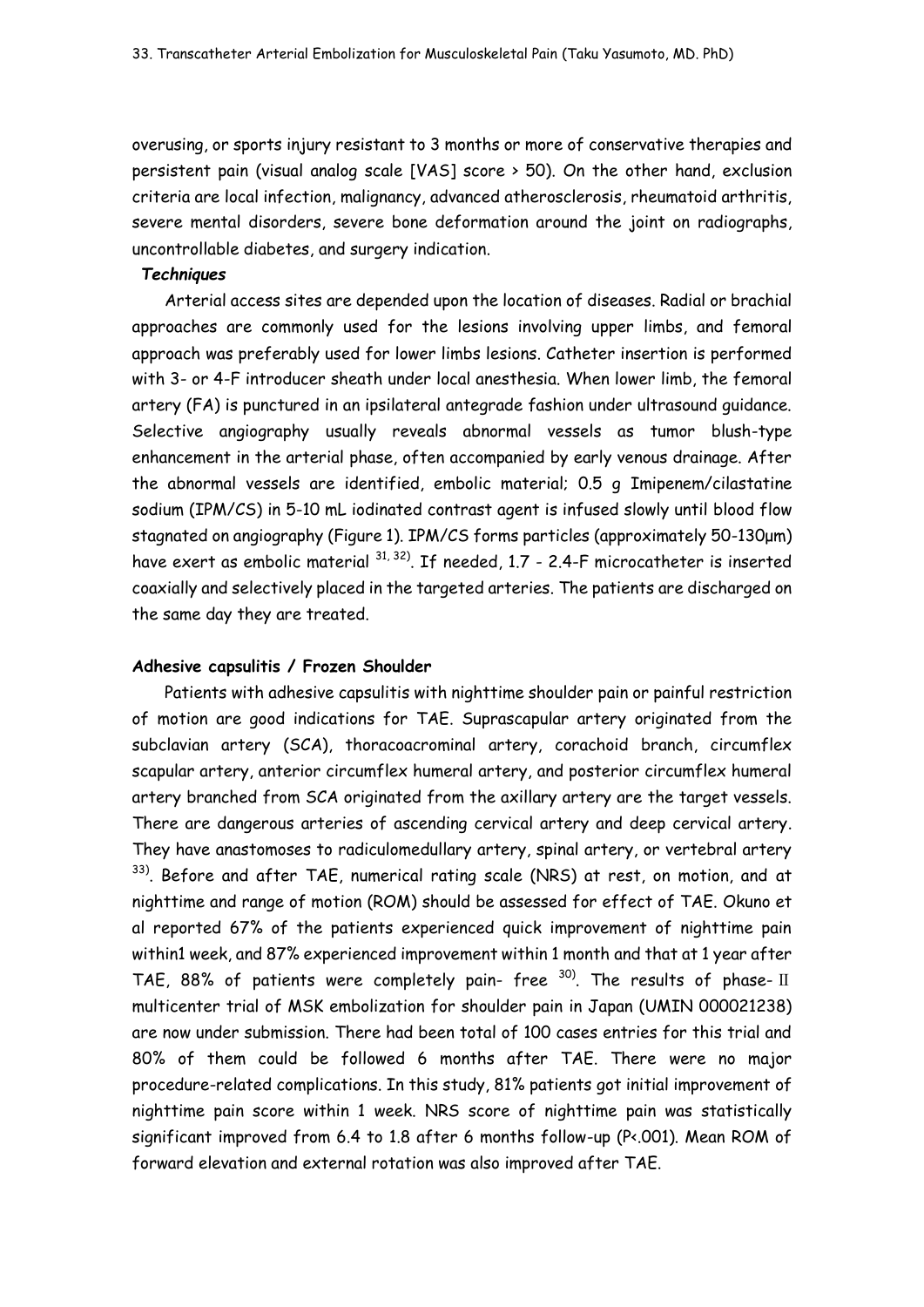overusing, or sports injury resistant to 3 months or more of conservative therapies and persistent pain (visual analog scale [VAS] score > 50). On the other hand, exclusion criteria are local infection, malignancy, advanced atherosclerosis, rheumatoid arthritis, severe mental disorders, severe bone deformation around the joint on radiographs, uncontrollable diabetes, and surgery indication.

***Techniques***

Arterial access sites are depended upon the location of diseases. Radial or brachial approaches are commonly used for the lesions involving upper limbs, and femoral approach was preferably used for lower limbs lesions. Catheter insertion is performed with 3- or 4-F introducer sheath under local anesthesia. When lower limb, the femoral artery (FA) is punctured in an ipsilateral antegrade fashion under ultrasound guidance. Selective angiography usually reveals abnormal vessels as tumor blush-type enhancement in the arterial phase, often accompanied by early venous drainage. After the abnormal vessels are identified, embolic material; 0.5 g Imipenem/cilastatine sodium (IPM/CS) in 5-10 mL iodinated contrast agent is infused slowly until blood flow stagnated on angiography (Figure 1). IPM/CS forms particles (approximately 50-130μm) have exert as embolic material [31, 32]. If needed, 1.7 - 2.4-F microcatheter is inserted coaxially and selectively placed in the targeted arteries. The patients are discharged on the same day they are treated.

**Adhesive capsulitis / Frozen Shoulder**

Patients with adhesive capsulitis with nighttime shoulder pain or painful restriction of motion are good indications for TAE. Suprascapular artery originated from the subclavian artery (SCA), thoracoacrominal artery, corachoid branch, circumflex scapular artery, anterior circumflex humeral artery, and posterior circumflex humeral artery branched from SCA originated from the axillary artery are the target vessels. There are dangerous arteries of ascending cervical artery and deep cervical artery. They have anastomoses to radiculomedullary artery, spinal artery, or vertebral artery [33]. Before and after TAE, numerical rating scale (NRS) at rest, on motion, and at nighttime and range of motion (ROM) should be assessed for effect of TAE. Okuno et al reported 67% of the patients experienced quick improvement of nighttime pain within1 week, and 87% experienced improvement within 1 month and that at 1 year after TAE, 88% of patients were completely pain- free [30]. The results of phase-Ⅱ multicenter trial of MSK embolization for shoulder pain in Japan (UMIN 000021238) are now under submission. There had been total of 100 cases entries for this trial and 80% of them could be followed 6 months after TAE. There were no major procedure-related complications. In this study, 81% patients got initial improvement of nighttime pain score within 1 week. NRS score of nighttime pain was statistically significant improved from 6.4 to 1.8 after 6 months follow-up ($P<.001$). Mean ROM of forward elevation and external rotation was also improved after TAE.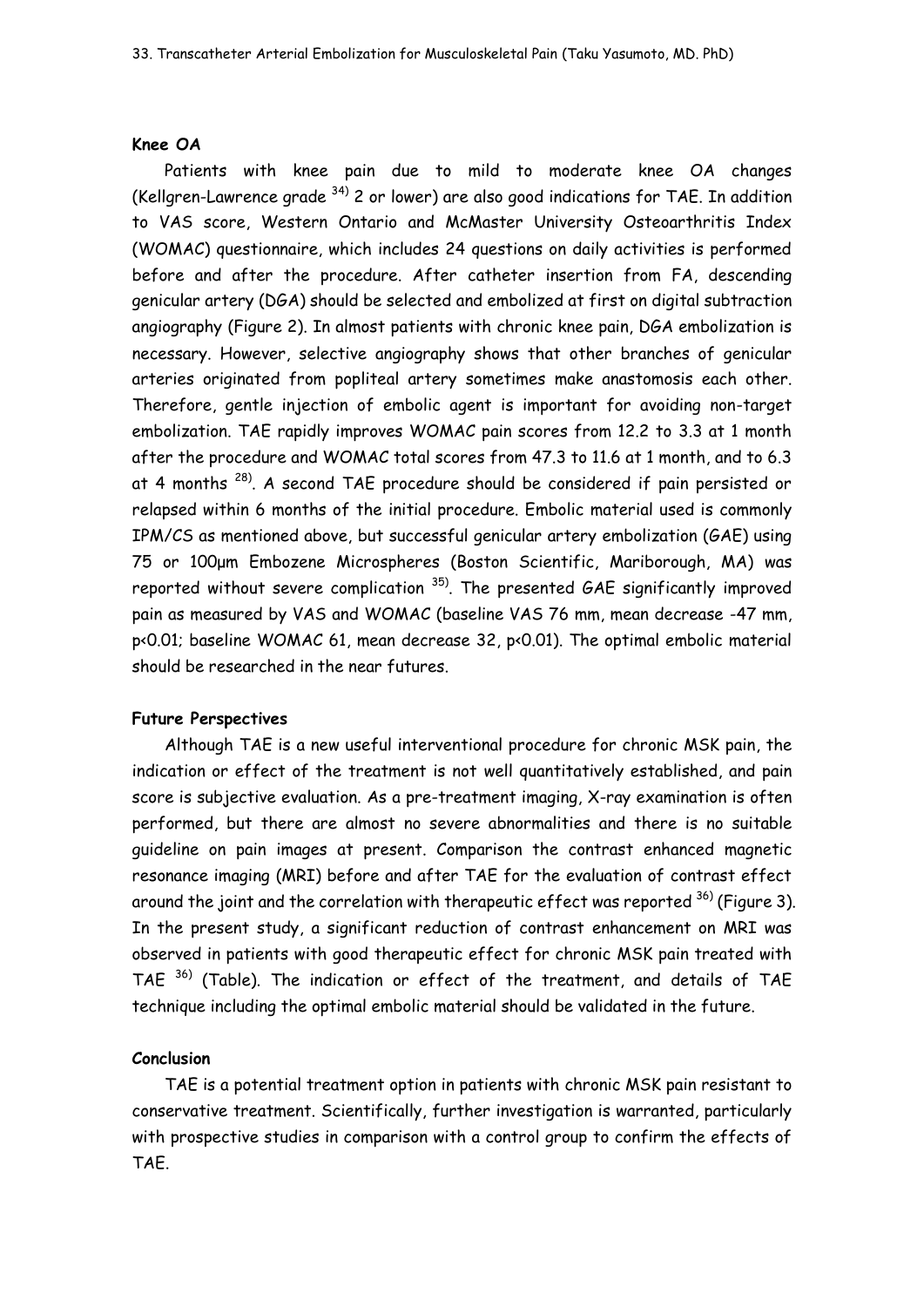**Knee OA**

Patients with knee pain due to mild to moderate knee OA changes (Kellgren-Lawrence grade [34] 2 or lower) are also good indications for TAE. In addition to VAS score, Western Ontario and McMaster University Osteoarthritis Index (WOMAC) questionnaire, which includes 24 questions on daily activities is performed before and after the procedure. After catheter insertion from FA, descending genicular artery (DGA) should be selected and embolized at first on digital subtraction angiography (Figure 2). In almost patients with chronic knee pain, DGA embolization is necessary. However, selective angiography shows that other branches of genicular arteries originated from popliteal artery sometimes make anastomosis each other. Therefore, gentle injection of embolic agent is important for avoiding non-target embolization. TAE rapidly improves WOMAC pain scores from 12.2 to 3.3 at 1 month after the procedure and WOMAC total scores from 47.3 to 11.6 at 1 month, and to 6.3 at 4 months [28]. A second TAE procedure should be considered if pain persisted or relapsed within 6 months of the initial procedure. Embolic material used is commonly IPM/CS as mentioned above, but successful genicular artery embolization (GAE) using 75 or 100μm Embozene Microspheres (Boston Scientific, Mariborough, MA) was reported without severe complication [35]. The presented GAE significantly improved pain as measured by VAS and WOMAC (baseline VAS 76 mm, mean decrease -47 mm, $p<0.01$; baseline WOMAC 61, mean decrease 32, $p<0.01$). The optimal embolic material should be researched in the near futures.

**Future Perspectives**

Although TAE is a new useful interventional procedure for chronic MSK pain, the indication or effect of the treatment is not well quantitatively established, and pain score is subjective evaluation. As a pre-treatment imaging, X-ray examination is often performed, but there are almost no severe abnormalities and there is no suitable guideline on pain images at present. Comparison the contrast enhanced magnetic resonance imaging (MRI) before and after TAE for the evaluation of contrast effect around the joint and the correlation with therapeutic effect was reported [36] (Figure 3). In the present study, a significant reduction of contrast enhancement on MRI was observed in patients with good therapeutic effect for chronic MSK pain treated with TAE [36] (Table). The indication or effect of the treatment, and details of TAE technique including the optimal embolic material should be validated in the future.

**Conclusion**

TAE is a potential treatment option in patients with chronic MSK pain resistant to conservative treatment. Scientifically, further investigation is warranted, particularly with prospective studies in comparison with a control group to confirm the effects of TAE.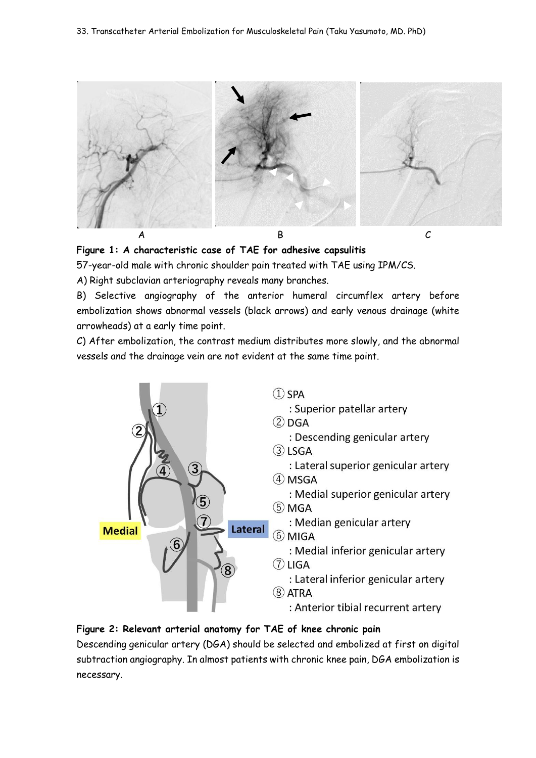**Figure 1: A characteristic case of TAE for adhesive capsulitis**

57-year-old male with chronic shoulder pain treated with TAE using IPM/CS.

A) Right subclavian arteriography reveals many branches.

B) Selective angiography of the anterior humeral circumflex artery before embolization shows abnormal vessels (black arrows) and early venous drainage (white arrowheads) at a early time point.

C) After embolization, the contrast medium distributes more slowly, and the abnormal vessels and the drainage vein are not evident at the same time point.

**Figure 2: Relevant arterial anatomy for TAE of knee chronic pain**

Descending genicular artery (DGA) should be selected and embolized at first on digital subtraction angiography. In almost patients with chronic knee pain, DGA embolization is necessary.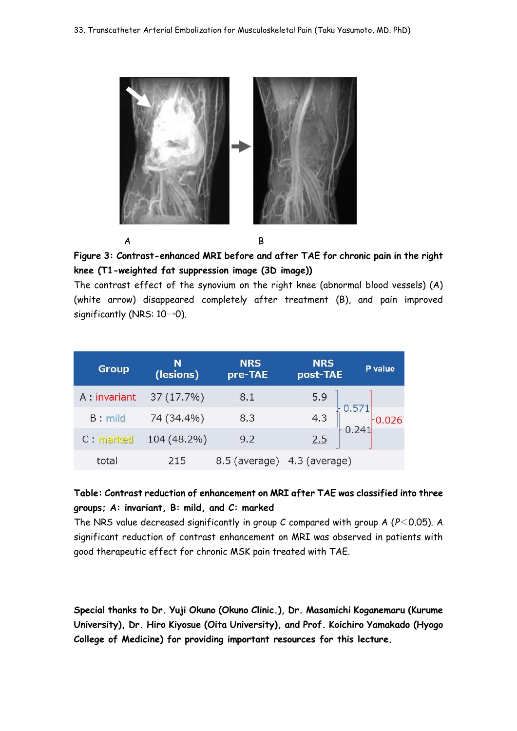A B

**Figure 3: Contrast-enhanced MRI before and after TAE for chronic pain in the right knee (T1-weighted fat suppression image (3D image))**

The contrast effect of the synovium on the right knee (abnormal blood vessels) (A) (white arrow) disappeared completely after treatment (B), and pain improved significantly (NRS: 10→0).

| Group | N (lesions) | NRS pre-TAE | NRS post-TAE | P value |
|---|---|---|---|---|
| A : invariant | 37 (17.7%) | 8.1 | 5.9 | A vs B: 0.571; A vs C: 0.026 |
| B : mild | 74 (34.4%) | 8.3 | 4.3 | B vs C: 0.241 |
| C : marked | 104 (48.2%) | 9.2 | 2.5 | |
| total | 215 | 8.5 (average) | 4.3 (average) | |

**Table: Contrast reduction of enhancement on MRI after TAE was classified into three groups; A: invariant, B: mild, and C: marked**

The NRS value decreased significantly in group C compared with group A ($P < 0.05$). A significant reduction of contrast enhancement on MRI was observed in patients with good therapeutic effect for chronic MSK pain treated with TAE.

**Special thanks to Dr. Yuji Okuno (Okuno Clinic.), Dr. Masamichi Koganemaru (Kurume University), Dr. Hiro Kiyosue (Oita University), and Prof. Koichiro Yamakado (Hyogo College of Medicine) for providing important resources for this lecture.**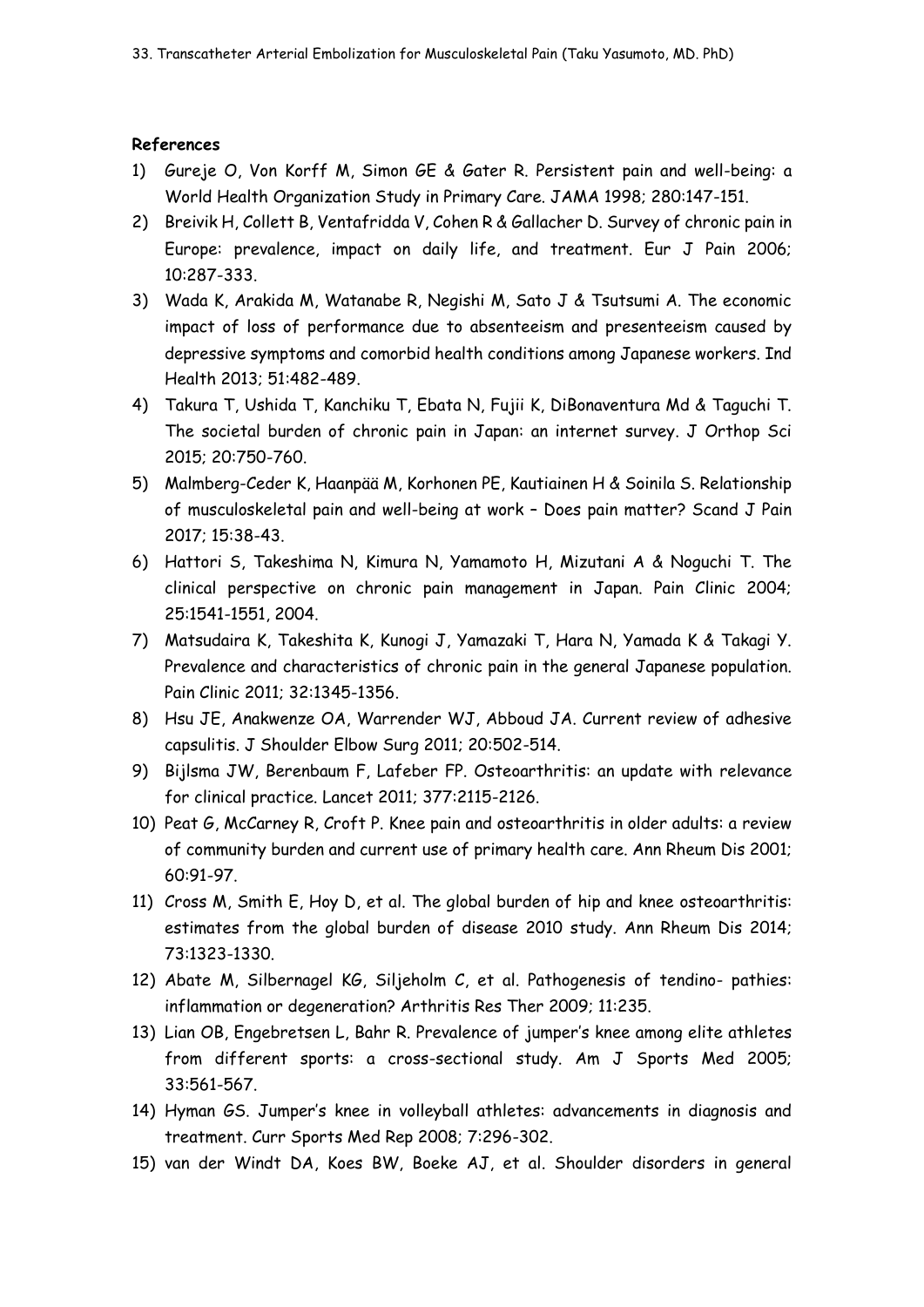**References**

1) Gureje O, Von Korff M, Simon GE & Gater R. Persistent pain and well-being: a World Health Organization Study in Primary Care. JAMA 1998; 280:147-151.
2) Breivik H, Collett B, Ventafridda V, Cohen R & Gallacher D. Survey of chronic pain in Europe: prevalence, impact on daily life, and treatment. Eur J Pain 2006; 10:287-333.
3) Wada K, Arakida M, Watanabe R, Negishi M, Sato J & Tsutsumi A. The economic impact of loss of performance due to absenteeism and presenteeism caused by depressive symptoms and comorbid health conditions among Japanese workers. Ind Health 2013; 51:482-489.
4) Takura T, Ushida T, Kanchiku T, Ebata N, Fujii K, DiBonaventura Md & Taguchi T. The societal burden of chronic pain in Japan: an internet survey. J Orthop Sci 2015; 20:750-760.
5) Malmberg-Ceder K, Haanpää M, Korhonen PE, Kautiainen H & Soinila S. Relationship of musculoskeletal pain and well-being at work – Does pain matter? Scand J Pain 2017; 15:38-43.
6) Hattori S, Takeshima N, Kimura N, Yamamoto H, Mizutani A & Noguchi T. The clinical perspective on chronic pain management in Japan. Pain Clinic 2004; 25:1541-1551, 2004.
7) Matsudaira K, Takeshita K, Kunogi J, Yamazaki T, Hara N, Yamada K & Takagi Y. Prevalence and characteristics of chronic pain in the general Japanese population. Pain Clinic 2011; 32:1345-1356.
8) Hsu JE, Anakwenze OA, Warrender WJ, Abboud JA. Current review of adhesive capsulitis. J Shoulder Elbow Surg 2011; 20:502-514.
9) Bijlsma JW, Berenbaum F, Lafeber FP. Osteoarthritis: an update with relevance for clinical practice. Lancet 2011; 377:2115-2126.
10) Peat G, McCarney R, Croft P. Knee pain and osteoarthritis in older adults: a review of community burden and current use of primary health care. Ann Rheum Dis 2001; 60:91-97.
11) Cross M, Smith E, Hoy D, et al. The global burden of hip and knee osteoarthritis: estimates from the global burden of disease 2010 study. Ann Rheum Dis 2014; 73:1323-1330.
12) Abate M, Silbernagel KG, Siljeholm C, et al. Pathogenesis of tendino- pathies: inflammation or degeneration? Arthritis Res Ther 2009; 11:235.
13) Lian OB, Engebretsen L, Bahr R. Prevalence of jumper's knee among elite athletes from different sports: a cross-sectional study. Am J Sports Med 2005; 33:561-567.
14) Hyman GS. Jumper's knee in volleyball athletes: advancements in diagnosis and treatment. Curr Sports Med Rep 2008; 7:296-302.
15) van der Windt DA, Koes BW, Boeke AJ, et al. Shoulder disorders in general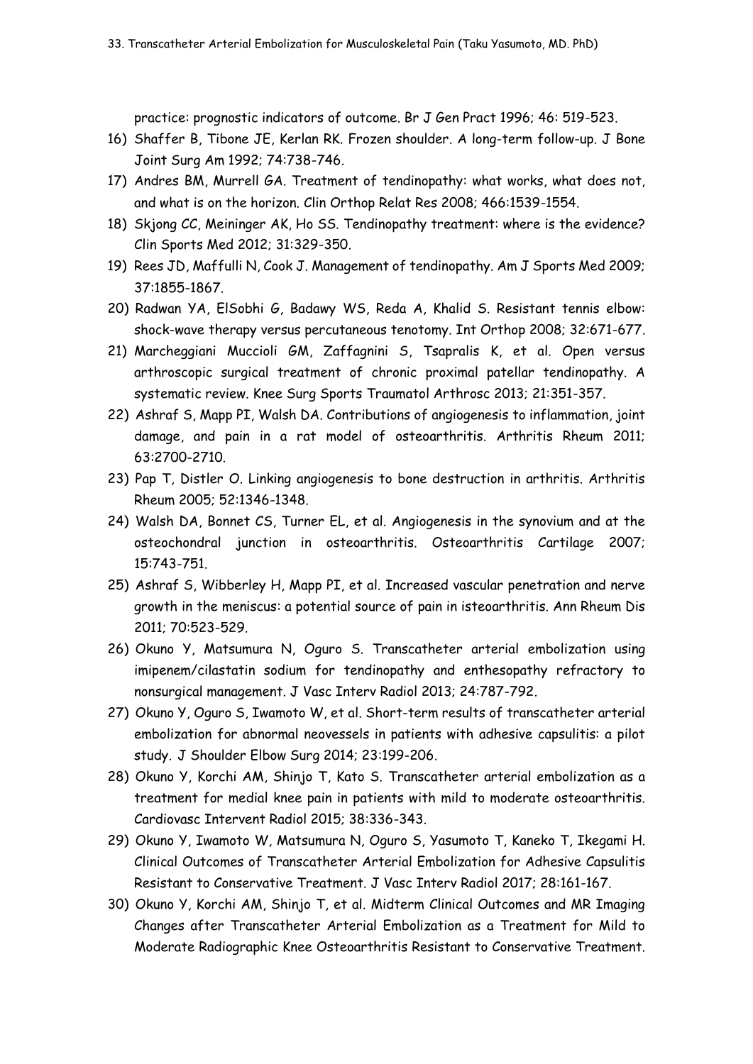practice: prognostic indicators of outcome. Br J Gen Pract 1996; 46: 519-523.

16) Shaffer B, Tibone JE, Kerlan RK. Frozen shoulder. A long-term follow-up. J Bone Joint Surg Am 1992; 74:738-746.
17) Andres BM, Murrell GA. Treatment of tendinopathy: what works, what does not, and what is on the horizon. Clin Orthop Relat Res 2008; 466:1539-1554.
18) Skjong CC, Meininger AK, Ho SS. Tendinopathy treatment: where is the evidence? Clin Sports Med 2012; 31:329-350.
19) Rees JD, Maffulli N, Cook J. Management of tendinopathy. Am J Sports Med 2009; 37:1855-1867.
20) Radwan YA, ElSobhi G, Badawy WS, Reda A, Khalid S. Resistant tennis elbow: shock-wave therapy versus percutaneous tenotomy. Int Orthop 2008; 32:671-677.
21) Marcheggiani Muccioli GM, Zaffagnini S, Tsapralis K, et al. Open versus arthroscopic surgical treatment of chronic proximal patellar tendinopathy. A systematic review. Knee Surg Sports Traumatol Arthrosc 2013; 21:351-357.
22) Ashraf S, Mapp PI, Walsh DA. Contributions of angiogenesis to inflammation, joint damage, and pain in a rat model of osteoarthritis. Arthritis Rheum 2011; 63:2700-2710.
23) Pap T, Distler O. Linking angiogenesis to bone destruction in arthritis. Arthritis Rheum 2005; 52:1346-1348.
24) Walsh DA, Bonnet CS, Turner EL, et al. Angiogenesis in the synovium and at the osteochondral junction in osteoarthritis. Osteoarthritis Cartilage 2007; 15:743-751.
25) Ashraf S, Wibberley H, Mapp PI, et al. Increased vascular penetration and nerve growth in the meniscus: a potential source of pain in isteoarthritis. Ann Rheum Dis 2011; 70:523-529.
26) Okuno Y, Matsumura N, Oguro S. Transcatheter arterial embolization using imipenem/cilastatin sodium for tendinopathy and enthesopathy refractory to nonsurgical management. J Vasc Interv Radiol 2013; 24:787-792.
27) Okuno Y, Oguro S, Iwamoto W, et al. Short-term results of transcatheter arterial embolization for abnormal neovessels in patients with adhesive capsulitis: a pilot study. J Shoulder Elbow Surg 2014; 23:199-206.
28) Okuno Y, Korchi AM, Shinjo T, Kato S. Transcatheter arterial embolization as a treatment for medial knee pain in patients with mild to moderate osteoarthritis. Cardiovasc Intervent Radiol 2015; 38:336-343.
29) Okuno Y, Iwamoto W, Matsumura N, Oguro S, Yasumoto T, Kaneko T, Ikegami H. Clinical Outcomes of Transcatheter Arterial Embolization for Adhesive Capsulitis Resistant to Conservative Treatment. J Vasc Interv Radiol 2017; 28:161-167.
30) Okuno Y, Korchi AM, Shinjo T, et al. Midterm Clinical Outcomes and MR Imaging Changes after Transcatheter Arterial Embolization as a Treatment for Mild to Moderate Radiographic Knee Osteoarthritis Resistant to Conservative Treatment.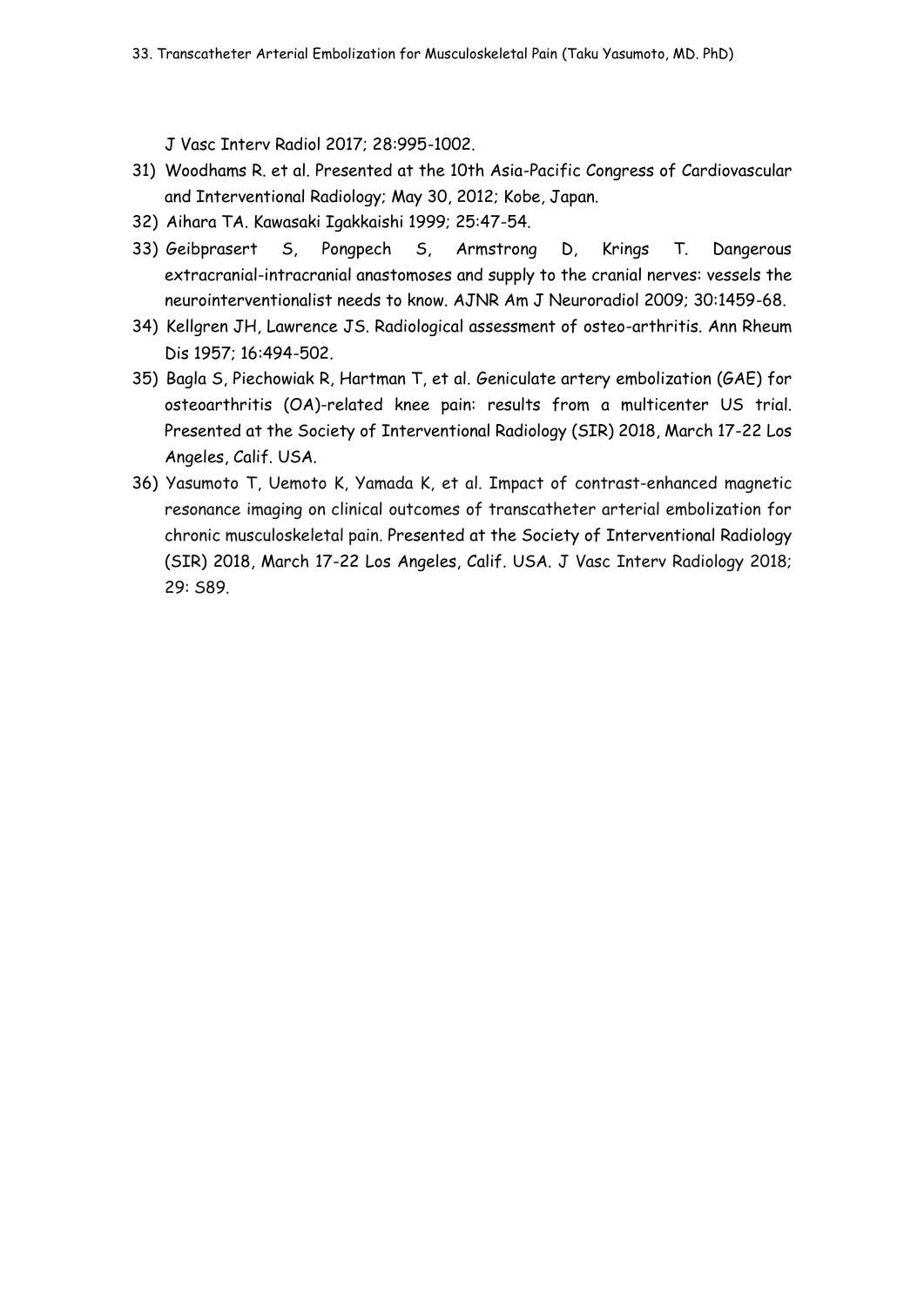J Vasc Interv Radiol 2017; 28:995-1002.

31) Woodhams R. et al. Presented at the 10th Asia-Pacific Congress of Cardiovascular and Interventional Radiology; May 30, 2012; Kobe, Japan.
32) Aihara TA. Kawasaki Igakkaishi 1999; 25:47-54.
33) Geibprasert S, Pongpech S, Armstrong D, Krings T. Dangerous extracranial-intracranial anastomoses and supply to the cranial nerves: vessels the neurointerventionalist needs to know. AJNR Am J Neuroradiol 2009; 30:1459-68.
34) Kellgren JH, Lawrence JS. Radiological assessment of osteo-arthritis. Ann Rheum Dis 1957; 16:494-502.
35) Bagla S, Piechowiak R, Hartman T, et al. Geniculate artery embolization (GAE) for osteoarthritis (OA)-related knee pain: results from a multicenter US trial. Presented at the Society of Interventional Radiology (SIR) 2018, March 17-22 Los Angeles, Calif. USA.
36) Yasumoto T, Uemoto K, Yamada K, et al. Impact of contrast-enhanced magnetic resonance imaging on clinical outcomes of transcatheter arterial embolization for chronic musculoskeletal pain. Presented at the Society of Interventional Radiology (SIR) 2018, March 17-22 Los Angeles, Calif. USA. J Vasc Interv Radiology 2018; 29: S89.